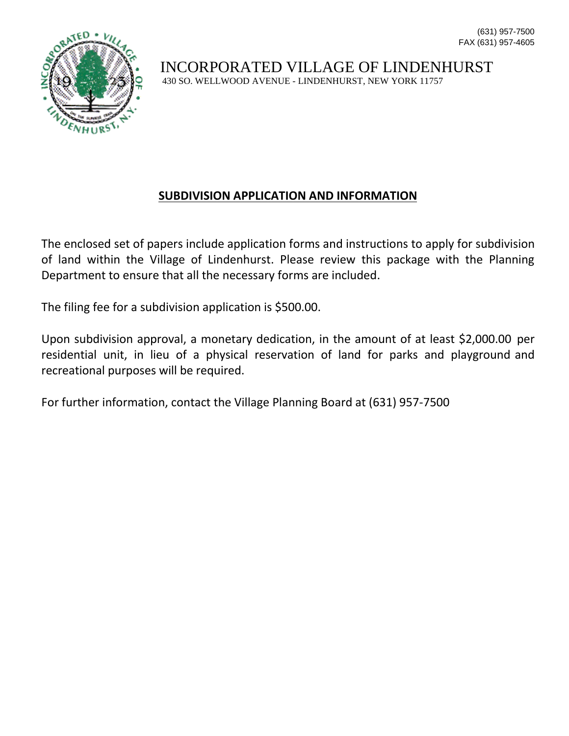(631) 957-7500
FAX (631) 957-4605

# INCORPORATED VILLAGE OF LINDENHURST

430 SO. WELLWOOD AVENUE - LINDENHURST, NEW YORK 11757

## SUBDIVISION APPLICATION AND INFORMATION

The enclosed set of papers include application forms and instructions to apply for subdivision of land within the Village of Lindenhurst. Please review this package with the Planning Department to ensure that all the necessary forms are included.

The filing fee for a subdivision application is $500.00.

Upon subdivision approval, a monetary dedication, in the amount of at least $2,000.00 per residential unit, in lieu of a physical reservation of land for parks and playground and recreational purposes will be required.

For further information, contact the Village Planning Board at (631) 957-7500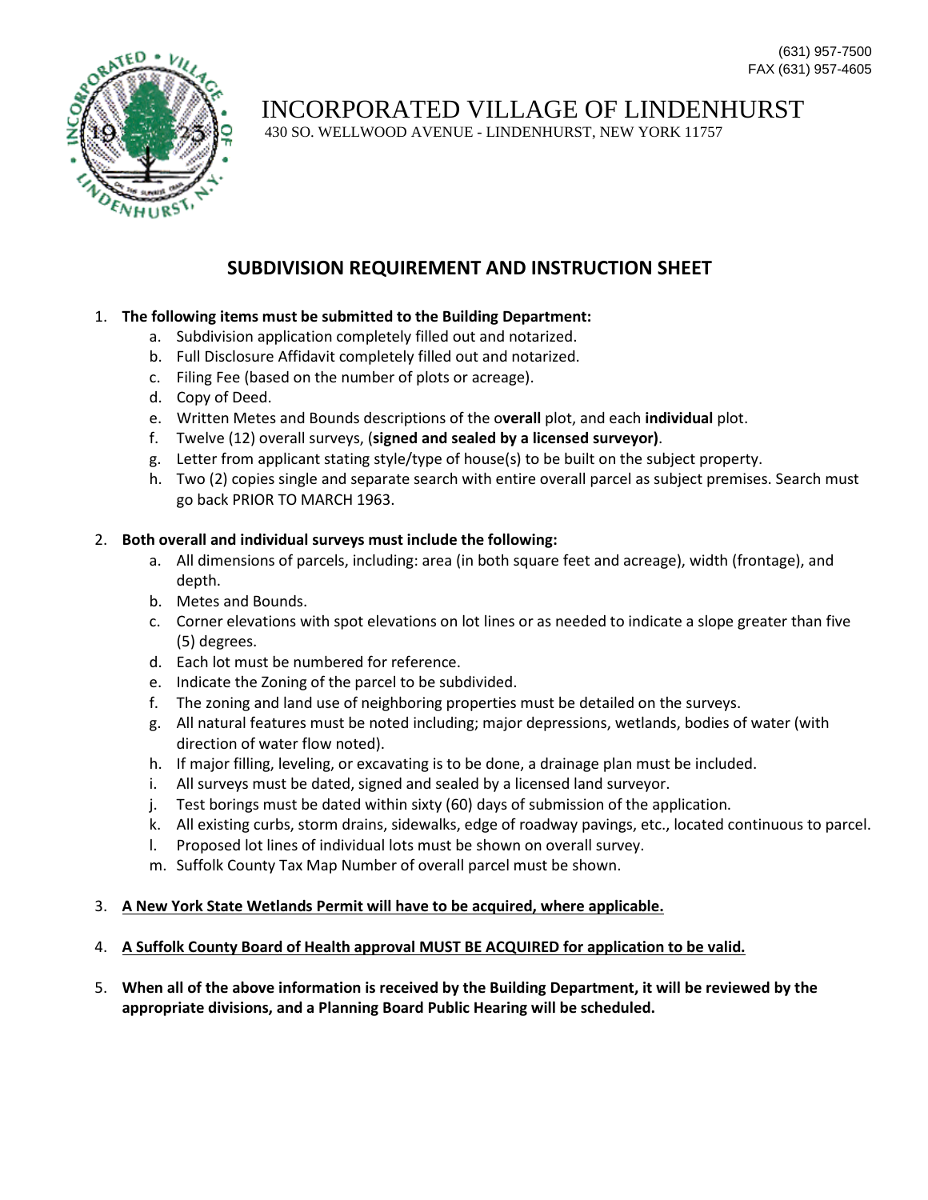(631) 957-7500
FAX (631) 957-4605

# INCORPORATED VILLAGE OF LINDENHURST

430 SO. WELLWOOD AVENUE - LINDENHURST, NEW YORK 11757

## SUBDIVISION REQUIREMENT AND INSTRUCTION SHEET

1. **The following items must be submitted to the Building Department:**
   a. Subdivision application completely filled out and notarized.
   b. Full Disclosure Affidavit completely filled out and notarized.
   c. Filing Fee (based on the number of plots or acreage).
   d. Copy of Deed.
   e. Written Metes and Bounds descriptions of the o**verall** plot, and each **individual** plot.
   f. Twelve (12) overall surveys, (**signed and sealed by a licensed surveyor)**.
   g. Letter from applicant stating style/type of house(s) to be built on the subject property.
   h. Two (2) copies single and separate search with entire overall parcel as subject premises. Search must go back PRIOR TO MARCH 1963.

2. **Both overall and individual surveys must include the following:**
   a. All dimensions of parcels, including: area (in both square feet and acreage), width (frontage), and depth.
   b. Metes and Bounds.
   c. Corner elevations with spot elevations on lot lines or as needed to indicate a slope greater than five (5) degrees.
   d. Each lot must be numbered for reference.
   e. Indicate the Zoning of the parcel to be subdivided.
   f. The zoning and land use of neighboring properties must be detailed on the surveys.
   g. All natural features must be noted including; major depressions, wetlands, bodies of water (with direction of water flow noted).
   h. If major filling, leveling, or excavating is to be done, a drainage plan must be included.
   i. All surveys must be dated, signed and sealed by a licensed land surveyor.
   j. Test borings must be dated within sixty (60) days of submission of the application.
   k. All existing curbs, storm drains, sidewalks, edge of roadway pavings, etc., located continuous to parcel.
   l. Proposed lot lines of individual lots must be shown on overall survey.
   m. Suffolk County Tax Map Number of overall parcel must be shown.

3. <u>**A New York State Wetlands Permit will have to be acquired, where applicable.**</u>

4. <u>**A Suffolk County Board of Health approval MUST BE ACQUIRED for application to be valid.**</u>

5. **When all of the above information is received by the Building Department, it will be reviewed by the appropriate divisions, and a Planning Board Public Hearing will be scheduled.**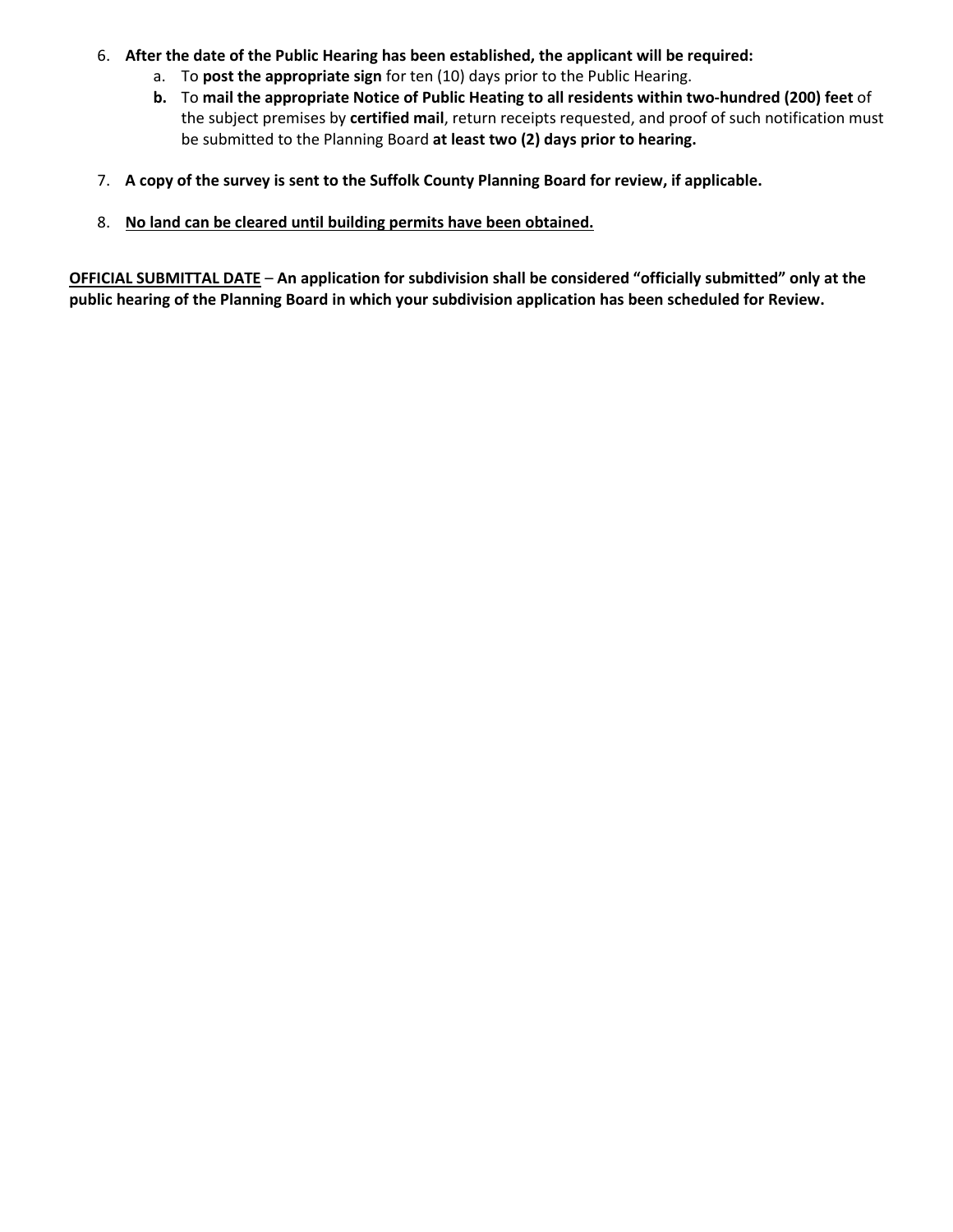6. **After the date of the Public Hearing has been established, the applicant will be required:**
    a. To **post the appropriate sign** for ten (10) days prior to the Public Hearing.
    **b.** To **mail the appropriate Notice of Public Heating to all residents within two-hundred (200) feet** of the subject premises by **certified mail**, return receipts requested, and proof of such notification must be submitted to the Planning Board **at least two (2) days prior to hearing.**

7. **A copy of the survey is sent to the Suffolk County Planning Board for review, if applicable.**

8. <u>**No land can be cleared until building permits have been obtained.**</u>

<u>**OFFICIAL SUBMITTAL DATE**</u> – **An application for subdivision shall be considered "officially submitted" only at the public hearing of the Planning Board in which your subdivision application has been scheduled for Review.**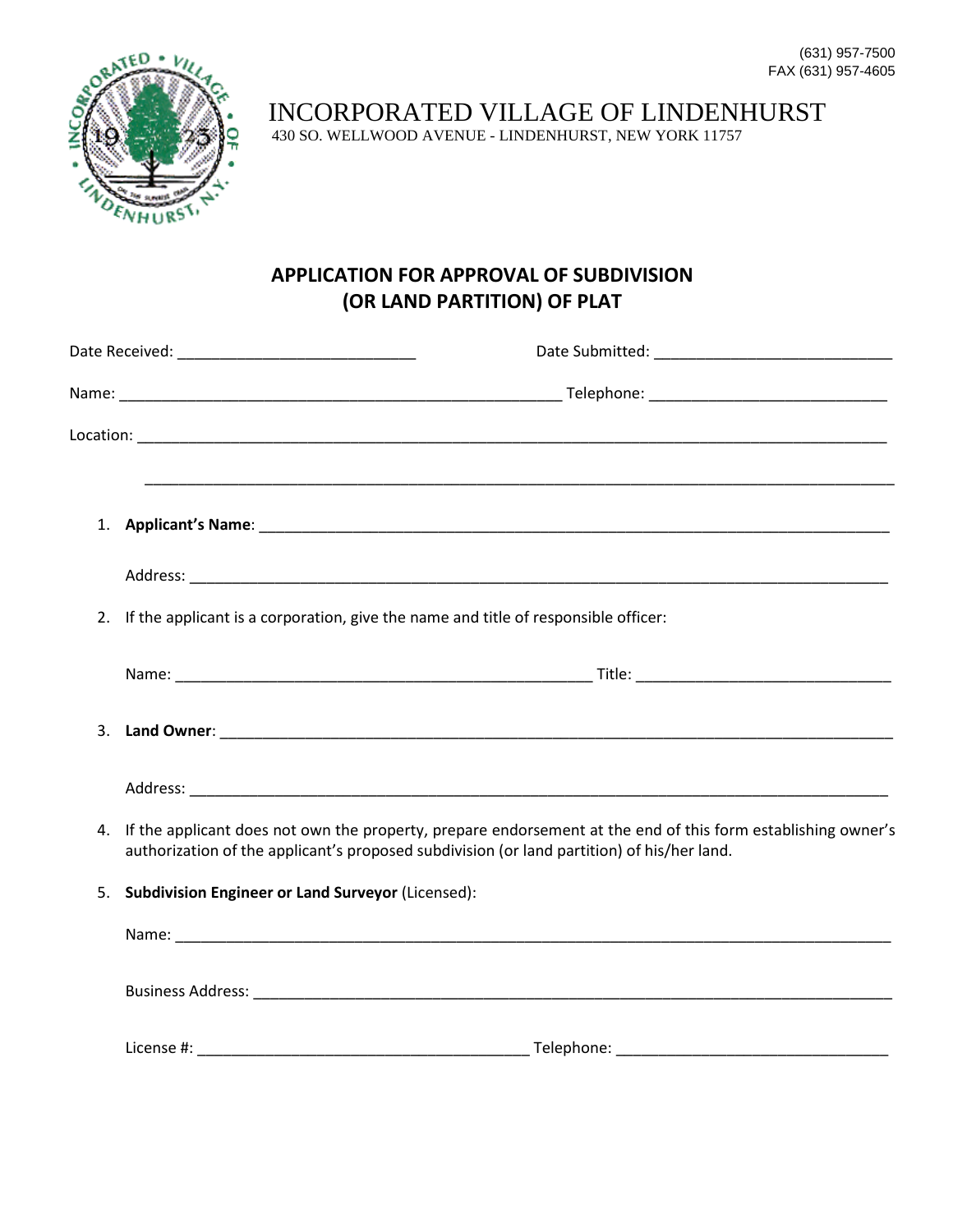(631) 957-7500
FAX (631) 957-4605

# INCORPORATED VILLAGE OF LINDENHURST

430 SO. WELLWOOD AVENUE - LINDENHURST, NEW YORK 11757

## APPLICATION FOR APPROVAL OF SUBDIVISION (OR LAND PARTITION) OF PLAT

Date Received: ___________________________ Date Submitted: ___________________________

Name: ___________________________________________________ Telephone: ___________________________

Location: ____________________________________________________________________________________

____________________________________________________________________________________

1. **Applicant's Name**: ________________________________________________________________________

   Address: ________________________________________________________________________

2. If the applicant is a corporation, give the name and title of responsible officer:

   Name: _______________________________________________ Title: _____________________________

3. **Land Owner**: ________________________________________________________________________

   Address: ________________________________________________________________________

4. If the applicant does not own the property, prepare endorsement at the end of this form establishing owner's authorization of the applicant's proposed subdivision (or land partition) of his/her land.

5. **Subdivision Engineer or Land Surveyor** (Licensed):

   Name: ________________________________________________________________________

   Business Address: ________________________________________________________________

   License #: ______________________________________ Telephone: ______________________________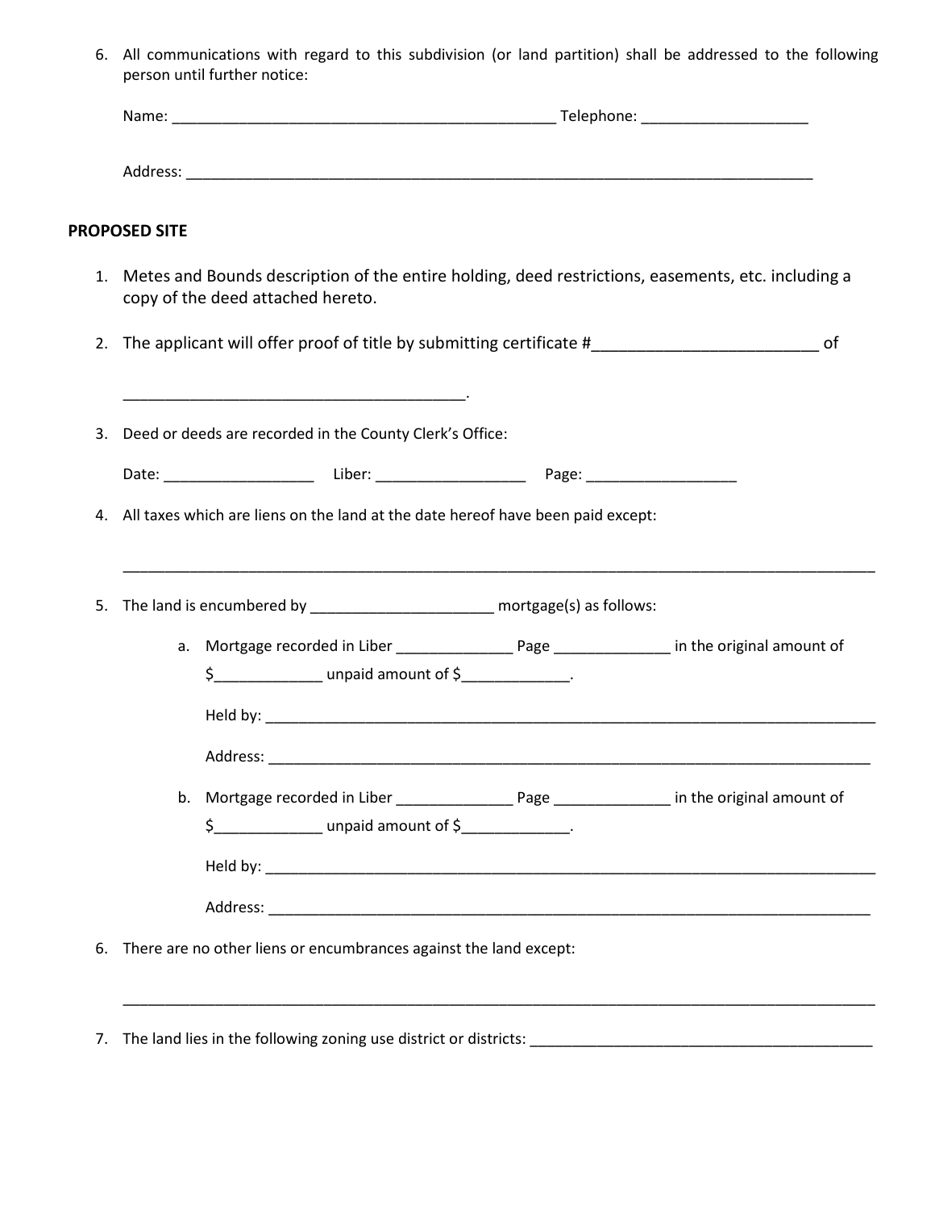6. All communications with regard to this subdivision (or land partition) shall be addressed to the following person until further notice:

   Name: _______________________________________________ Telephone: ____________________

   Address: ________________________________________________________________________________

## PROPOSED SITE

1. Metes and Bounds description of the entire holding, deed restrictions, easements, etc. including a copy of the deed attached hereto.

2. The applicant will offer proof of title by submitting certificate #_________________________ of

   _________________________________________.

3. Deed or deeds are recorded in the County Clerk's Office:

   Date: __________________ Liber: __________________ Page: __________________

4. All taxes which are liens on the land at the date hereof have been paid except:

   ___________________________________________________________________________________________

5. The land is encumbered by ______________________ mortgage(s) as follows:

   a. Mortgage recorded in Liber ______________ Page ______________ in the original amount of

      $_____________ unpaid amount of $_____________.

      Held by: ____________________________________________________________________________

      Address: ___________________________________________________________________________

   b. Mortgage recorded in Liber ______________ Page ______________ in the original amount of

      $_____________ unpaid amount of $_____________.

      Held by: ____________________________________________________________________________

      Address: ___________________________________________________________________________

6. There are no other liens or encumbrances against the land except:

   ___________________________________________________________________________________________

7. The land lies in the following zoning use district or districts: ___________________________________________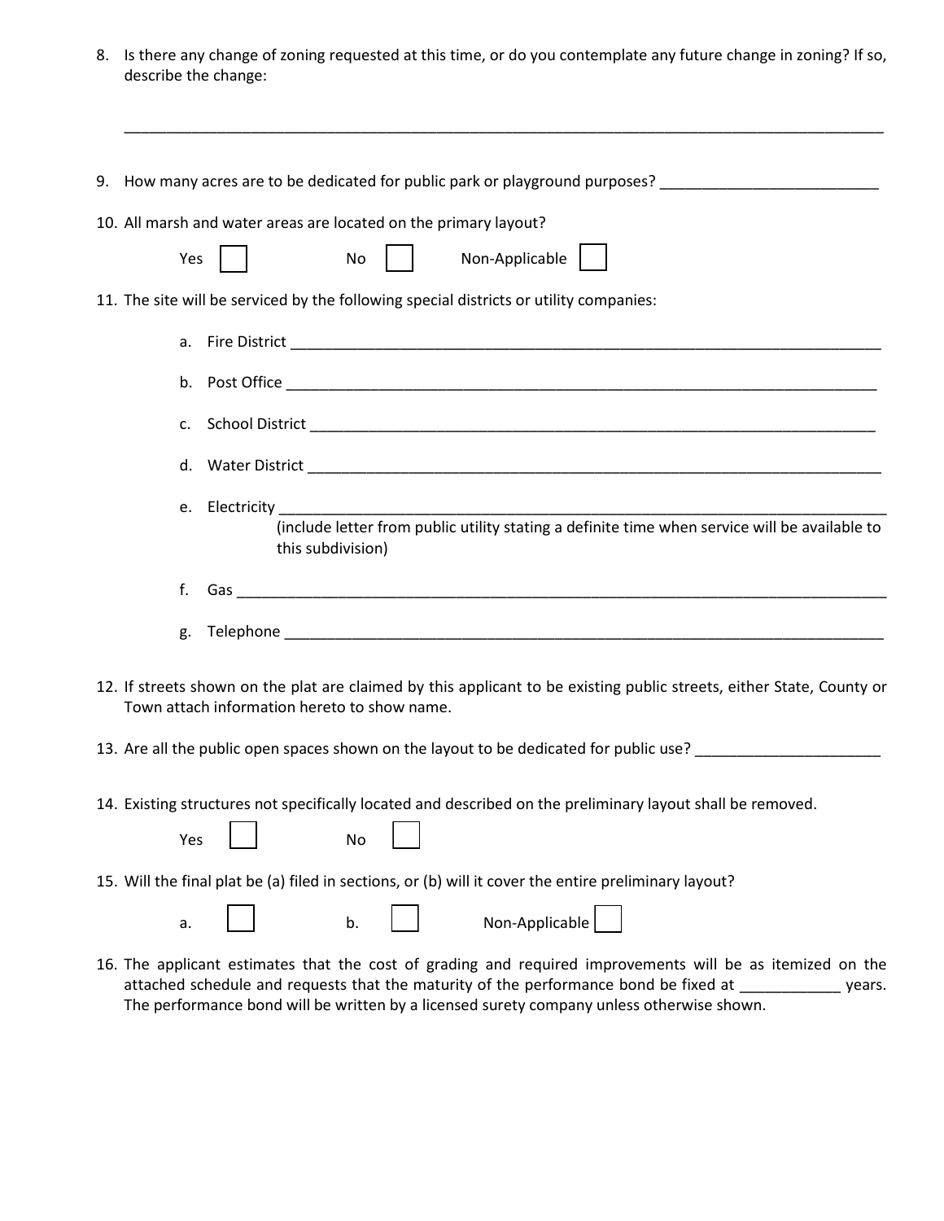8. Is there any change of zoning requested at this time, or do you contemplate any future change in zoning? If so, describe the change:

___________________________________________________________________________________________

9. How many acres are to be dedicated for public park or playground purposes? __________________________

10. All marsh and water areas are located on the primary layout?

    Yes ☐ No ☐ Non-Applicable ☐

11. The site will be serviced by the following special districts or utility companies:

    a. Fire District ___________________________________________________________________________

    b. Post Office ___________________________________________________________________________

    c. School District _________________________________________________________________________

    d. Water District _________________________________________________________________________

    e. Electricity ____________________________________________________________________________
       (include letter from public utility stating a definite time when service will be available to this subdivision)

    f. Gas _________________________________________________________________________________

    g. Telephone ____________________________________________________________________________

12. If streets shown on the plat are claimed by this applicant to be existing public streets, either State, County or Town attach information hereto to show name.

13. Are all the public open spaces shown on the layout to be dedicated for public use? ______________________

14. Existing structures not specifically located and described on the preliminary layout shall be removed.

    Yes ☐ No ☐

15. Will the final plat be (a) filed in sections, or (b) will it cover the entire preliminary layout?

    a. ☐ b. ☐ Non-Applicable ☐

16. The applicant estimates that the cost of grading and required improvements will be as itemized on the attached schedule and requests that the maturity of the performance bond be fixed at ____________ years. The performance bond will be written by a licensed surety company unless otherwise shown.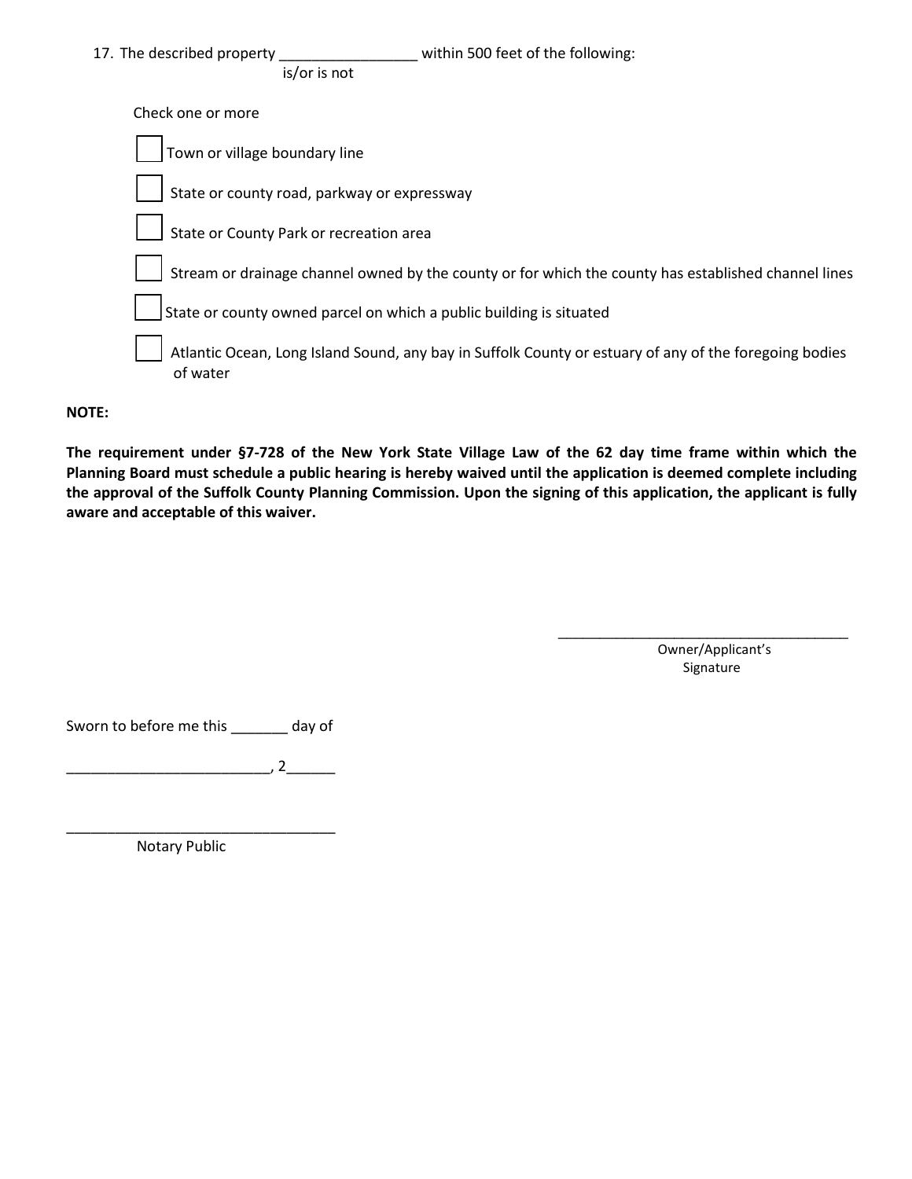17. The described property _________________ within 500 feet of the following:
is/or is not

Check one or more

- [ ] Town or village boundary line
- [ ] State or county road, parkway or expressway
- [ ] State or County Park or recreation area
- [ ] Stream or drainage channel owned by the county or for which the county has established channel lines
- [ ] State or county owned parcel on which a public building is situated
- [ ] Atlantic Ocean, Long Island Sound, any bay in Suffolk County or estuary of any of the foregoing bodies of water

**NOTE:**

**The requirement under §7-728 of the New York State Village Law of the 62 day time frame within which the Planning Board must schedule a public hearing is hereby waived until the application is deemed complete including the approval of the Suffolk County Planning Commission. Upon the signing of this application, the applicant is fully aware and acceptable of this waiver.**

_______________________________________
Owner/Applicant's Signature

Sworn to before me this _______ day of

_________________________, 2______

__________________________________
Notary Public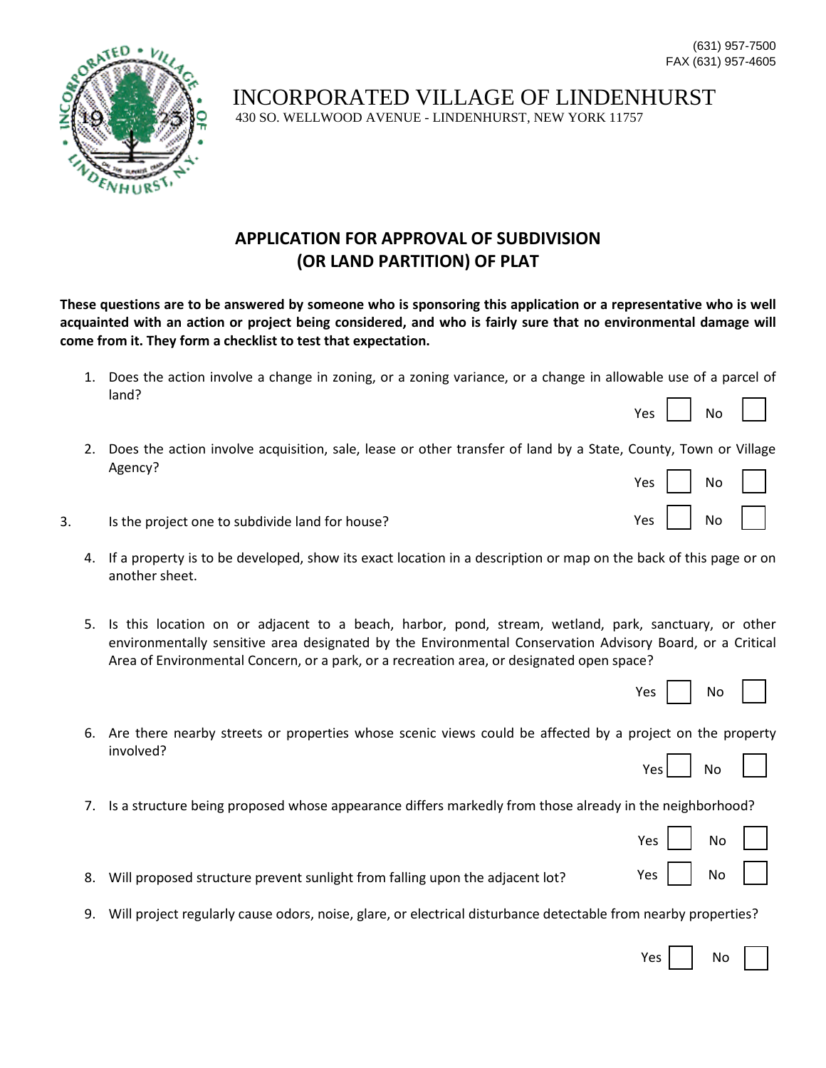(631) 957-7500
FAX (631) 957-4605

# INCORPORATED VILLAGE OF LINDENHURST

430 SO. WELLWOOD AVENUE - LINDENHURST, NEW YORK 11757

## APPLICATION FOR APPROVAL OF SUBDIVISION (OR LAND PARTITION) OF PLAT

**These questions are to be answered by someone who is sponsoring this application or a representative who is well acquainted with an action or project being considered, and who is fairly sure that no environmental damage will come from it. They form a checklist to test that expectation.**

1. Does the action involve a change in zoning, or a zoning variance, or a change in allowable use of a parcel of land?

   Yes ☐ No ☐

2. Does the action involve acquisition, sale, lease or other transfer of land by a State, County, Town or Village Agency?

   Yes ☐ No ☐

3. Is the project one to subdivide land for house?

   Yes ☐ No ☐

4. If a property is to be developed, show its exact location in a description or map on the back of this page or on another sheet.

5. Is this location on or adjacent to a beach, harbor, pond, stream, wetland, park, sanctuary, or other environmentally sensitive area designated by the Environmental Conservation Advisory Board, or a Critical Area of Environmental Concern, or a park, or a recreation area, or designated open space?

   Yes ☐ No ☐

6. Are there nearby streets or properties whose scenic views could be affected by a project on the property involved?

   Yes ☐ No ☐

7. Is a structure being proposed whose appearance differs markedly from those already in the neighborhood?

   Yes ☐ No ☐

8. Will proposed structure prevent sunlight from falling upon the adjacent lot?

   Yes ☐ No ☐

9. Will project regularly cause odors, noise, glare, or electrical disturbance detectable from nearby properties?

   Yes ☐ No ☐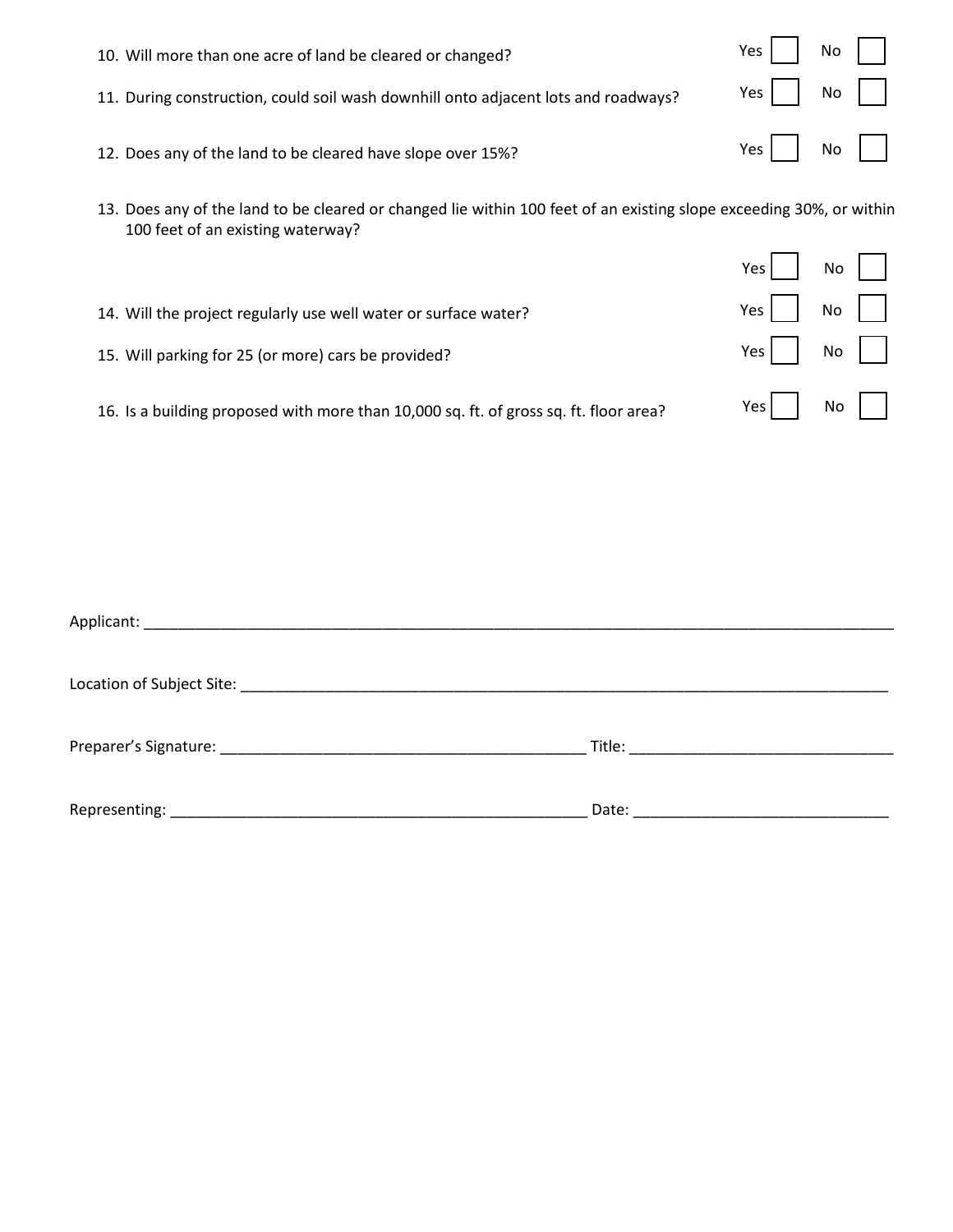10. Will more than one acre of land be cleared or changed? Yes ☐ No ☐

11. During construction, could soil wash downhill onto adjacent lots and roadways? Yes ☐ No ☐

12. Does any of the land to be cleared have slope over 15%? Yes ☐ No ☐

13. Does any of the land to be cleared or changed lie within 100 feet of an existing slope exceeding 30%, or within 100 feet of an existing waterway? Yes ☐ No ☐

14. Will the project regularly use well water or surface water? Yes ☐ No ☐

15. Will parking for 25 (or more) cars be provided? Yes ☐ No ☐

16. Is a building proposed with more than 10,000 sq. ft. of gross sq. ft. floor area? Yes ☐ No ☐

Applicant: ______________________________________________________________________________

Location of Subject Site: _______________________________________________________________________

Preparer's Signature: ____________________________________ Title: ___________________________

Representing: __________________________________________ Date: ___________________________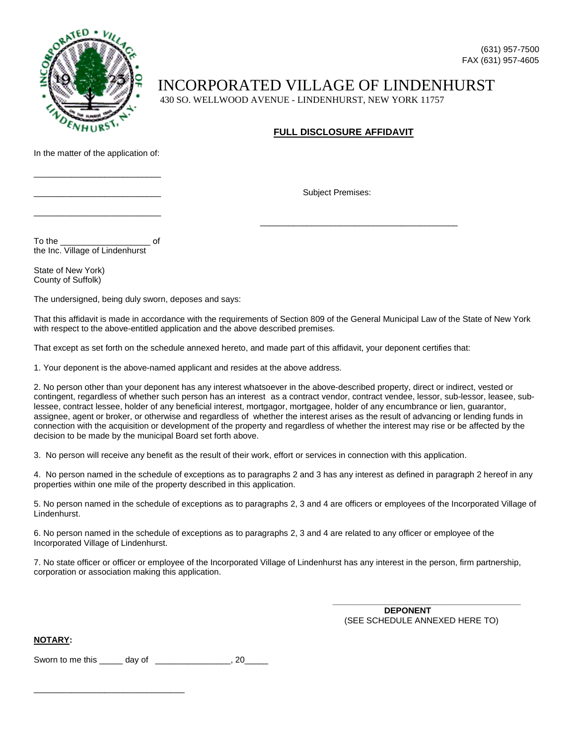(631) 957-7500
FAX (631) 957-4605

# INCORPORATED VILLAGE OF LINDENHURST

430 SO. WELLWOOD AVENUE - LINDENHURST, NEW YORK 11757

## FULL DISCLOSURE AFFIDAVIT

In the matter of the application of:

___________________________

___________________________

___________________________

Subject Premises:

___________________________________________

To the ___________________ of
the Inc. Village of Lindenhurst

State of New York)
County of Suffolk)

The undersigned, being duly sworn, deposes and says:

That this affidavit is made in accordance with the requirements of Section 809 of the General Municipal Law of the State of New York with respect to the above-entitled application and the above described premises.

That except as set forth on the schedule annexed hereto, and made part of this affidavit, your deponent certifies that:

1. Your deponent is the above-named applicant and resides at the above address.

2. No person other than your deponent has any interest whatsoever in the above-described property, direct or indirect, vested or contingent, regardless of whether such person has an interest as a contract vendor, contract vendee, lessor, sub-lessor, leasee, sub-lessee, contract lessee, holder of any beneficial interest, mortgagor, mortgagee, holder of any encumbrance or lien, guarantor, assignee, agent or broker, or otherwise and regardless of whether the interest arises as the result of advancing or lending funds in connection with the acquisition or development of the property and regardless of whether the interest may rise or be affected by the decision to be made by the municipal Board set forth above.

3. No person will receive any benefit as the result of their work, effort or services in connection with this application.

4. No person named in the schedule of exceptions as to paragraphs 2 and 3 has any interest as defined in paragraph 2 hereof in any properties within one mile of the property described in this application.

5. No person named in the schedule of exceptions as to paragraphs 2, 3 and 4 are officers or employees of the Incorporated Village of Lindenhurst.

6. No person named in the schedule of exceptions as to paragraphs 2, 3 and 4 are related to any officer or employee of the Incorporated Village of Lindenhurst.

7. No state officer or officer or employee of the Incorporated Village of Lindenhurst has any interest in the person, firm partnership, corporation or association making this application.

_______________________________________
**DEPONENT**
(SEE SCHEDULE ANNEXED HERE TO)

**NOTARY:**

Sworn to me this _____ day of ________________, 20_____

________________________________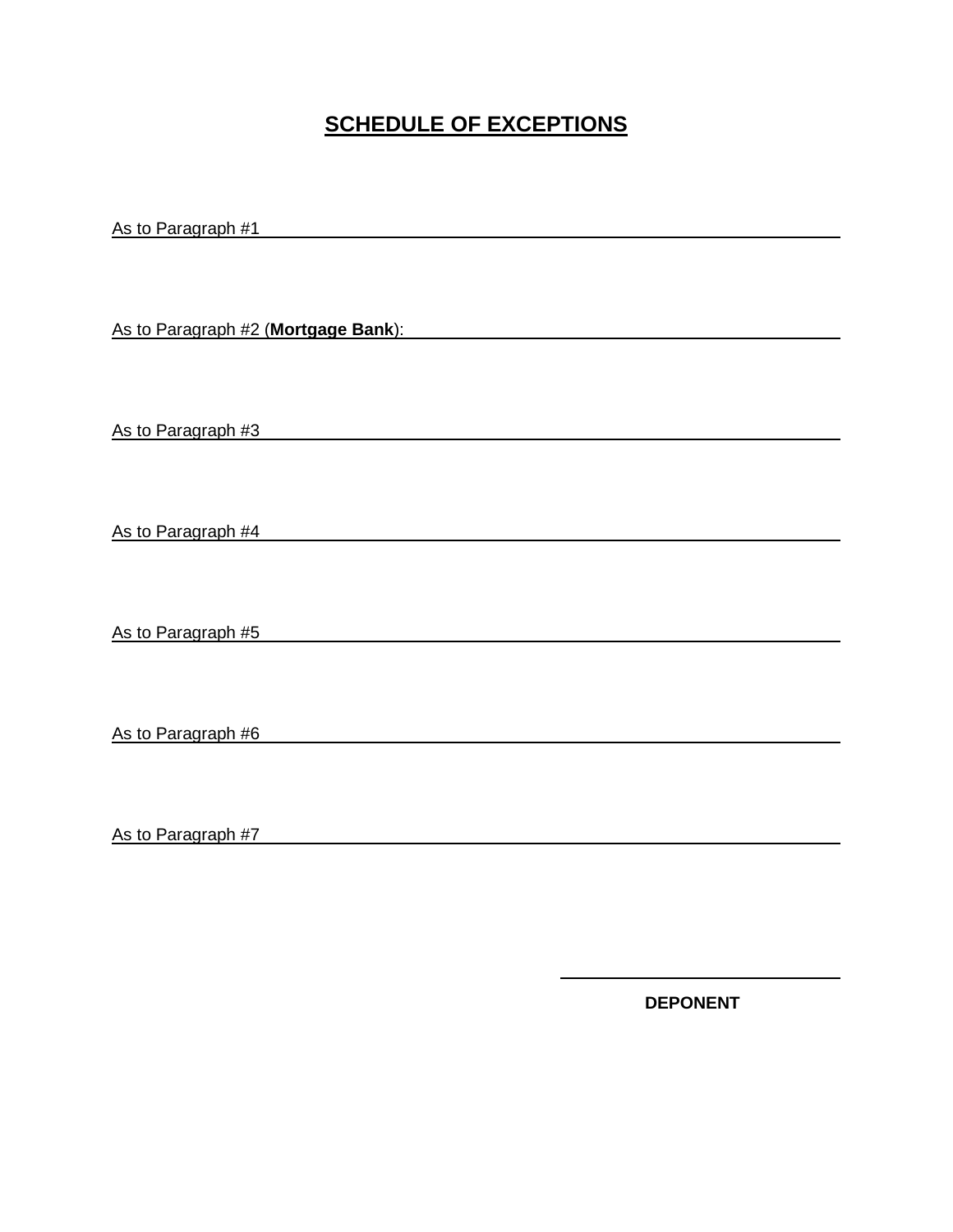# **SCHEDULE OF EXCEPTIONS**

As to Paragraph #1 ______________________________________________

As to Paragraph #2 (**Mortgage Bank**): ______________________________

As to Paragraph #3 ______________________________________________

As to Paragraph #4 ______________________________________________

As to Paragraph #5 ______________________________________________

As to Paragraph #6 ______________________________________________

As to Paragraph #7 ______________________________________________

______________________________

**DEPONENT**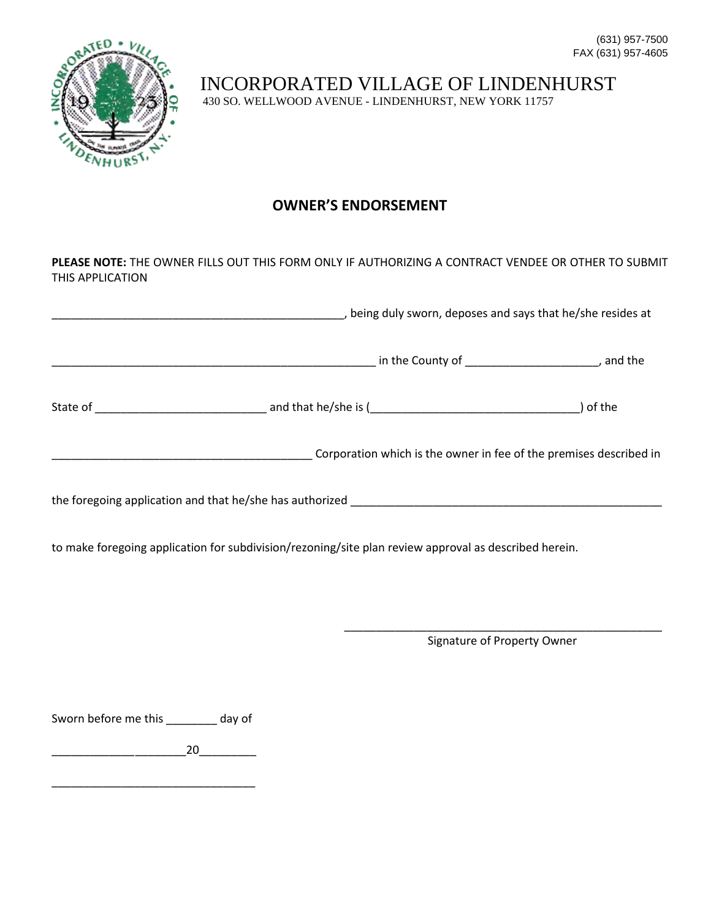(631) 957-7500
FAX (631) 957-4605

# INCORPORATED VILLAGE OF LINDENHURST

430 SO. WELLWOOD AVENUE - LINDENHURST, NEW YORK 11757

## OWNER'S ENDORSEMENT

**PLEASE NOTE:** THE OWNER FILLS OUT THIS FORM ONLY IF AUTHORIZING A CONTRACT VENDEE OR OTHER TO SUBMIT THIS APPLICATION

_______________________________________________, being duly sworn, deposes and says that he/she resides at

____________________________________________________ in the County of ____________________, and the

State of __________________________ and that he/she is (________________________________) of the

________________________________________ Corporation which is the owner in fee of the premises described in

the foregoing application and that he/she has authorized __________________________________________________

to make foregoing application for subdivision/rezoning/site plan review approval as described herein.

__________________________________________________
Signature of Property Owner

Sworn before me this ________ day of

____________________20_________

________________________________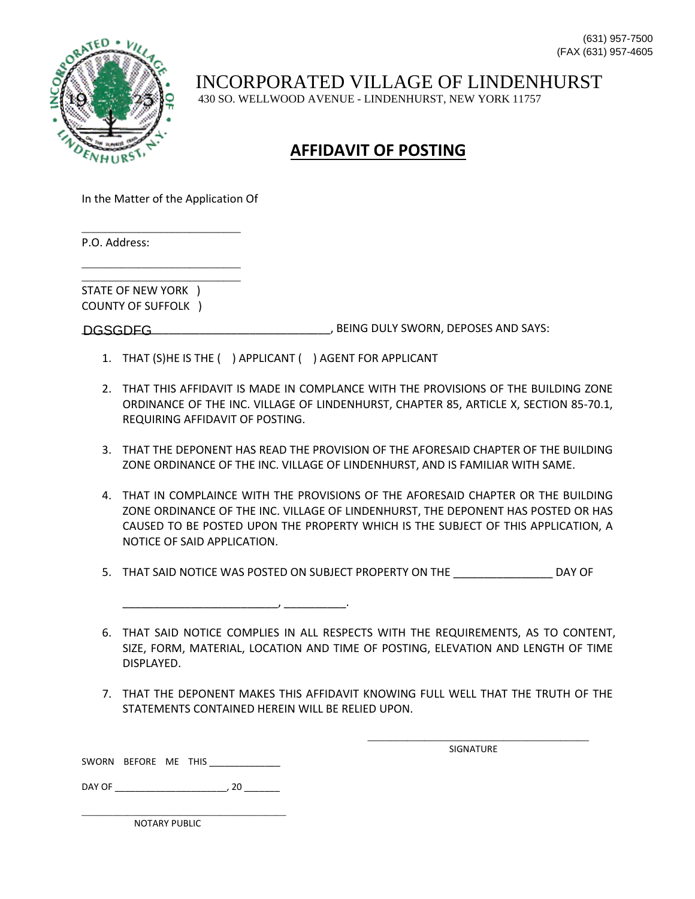(631) 957-7500
(FAX (631) 957-4605

# INCORPORATED VILLAGE OF LINDENHURST

430 SO. WELLWOOD AVENUE - LINDENHURST, NEW YORK 11757

## AFFIDAVIT OF POSTING

In the Matter of the Application Of

___________________________

P.O. Address:

___________________________

___________________________

STATE OF NEW YORK )
COUNTY OF SUFFOLK )

DGSGDFG___________________________, BEING DULY SWORN, DEPOSES AND SAYS:

1. THAT (S)HE IS THE ( ) APPLICANT ( ) AGENT FOR APPLICANT

2. THAT THIS AFFIDAVIT IS MADE IN COMPLANCE WITH THE PROVISIONS OF THE BUILDING ZONE ORDINANCE OF THE INC. VILLAGE OF LINDENHURST, CHAPTER 85, ARTICLE X, SECTION 85-70.1, REQUIRING AFFIDAVIT OF POSTING.

3. THAT THE DEPONENT HAS READ THE PROVISION OF THE AFORESAID CHAPTER OF THE BUILDING ZONE ORDINANCE OF THE INC. VILLAGE OF LINDENHURST, AND IS FAMILIAR WITH SAME.

4. THAT IN COMPLAINCE WITH THE PROVISIONS OF THE AFORESAID CHAPTER OR THE BUILDING ZONE ORDINANCE OF THE INC. VILLAGE OF LINDENHURST, THE DEPONENT HAS POSTED OR HAS CAUSED TO BE POSTED UPON THE PROPERTY WHICH IS THE SUBJECT OF THIS APPLICATION, A NOTICE OF SAID APPLICATION.

5. THAT SAID NOTICE WAS POSTED ON SUBJECT PROPERTY ON THE ________________ DAY OF

   __________________________, __________.

6. THAT SAID NOTICE COMPLIES IN ALL RESPECTS WITH THE REQUIREMENTS, AS TO CONTENT, SIZE, FORM, MATERIAL, LOCATION AND TIME OF POSTING, ELEVATION AND LENGTH OF TIME DISPLAYED.

7. THAT THE DEPONENT MAKES THIS AFFIDAVIT KNOWING FULL WELL THAT THE TRUTH OF THE STATEMENTS CONTAINED HEREIN WILL BE RELIED UPON.

_____________________________________
SIGNATURE

SWORN BEFORE ME THIS _____________

DAY OF _____________________, 20 _______

_____________________________________
NOTARY PUBLIC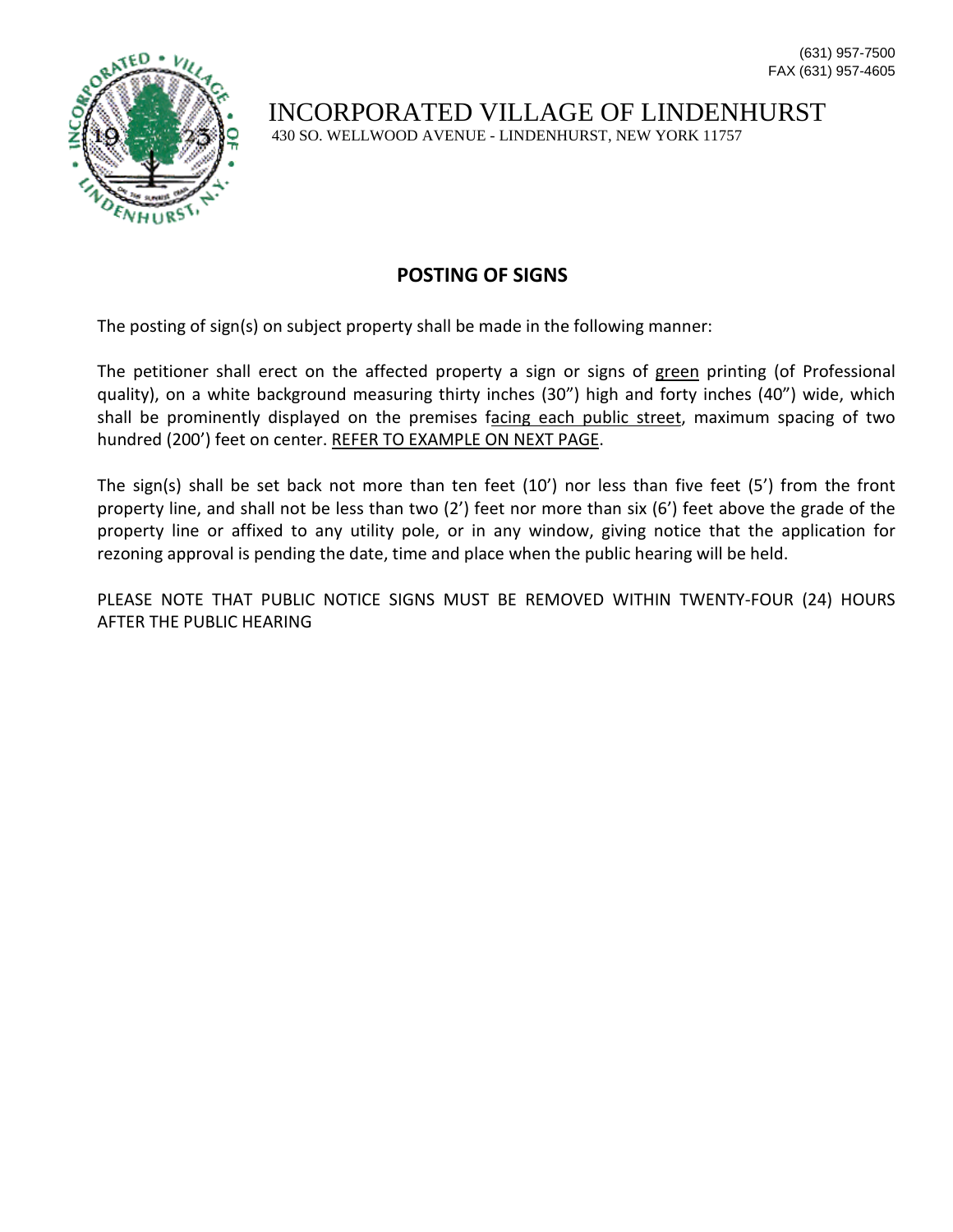(631) 957-7500
FAX (631) 957-4605

INCORPORATED VILLAGE OF LINDENHURST
430 SO. WELLWOOD AVENUE - LINDENHURST, NEW YORK 11757

## POSTING OF SIGNS

The posting of sign(s) on subject property shall be made in the following manner:

The petitioner shall erect on the affected property a sign or signs of green printing (of Professional quality), on a white background measuring thirty inches (30") high and forty inches (40") wide, which shall be prominently displayed on the premises facing each public street, maximum spacing of two hundred (200') feet on center. REFER TO EXAMPLE ON NEXT PAGE.

The sign(s) shall be set back not more than ten feet (10') nor less than five feet (5') from the front property line, and shall not be less than two (2') feet nor more than six (6') feet above the grade of the property line or affixed to any utility pole, or in any window, giving notice that the application for rezoning approval is pending the date, time and place when the public hearing will be held.

PLEASE NOTE THAT PUBLIC NOTICE SIGNS MUST BE REMOVED WITHIN TWENTY-FOUR (24) HOURS AFTER THE PUBLIC HEARING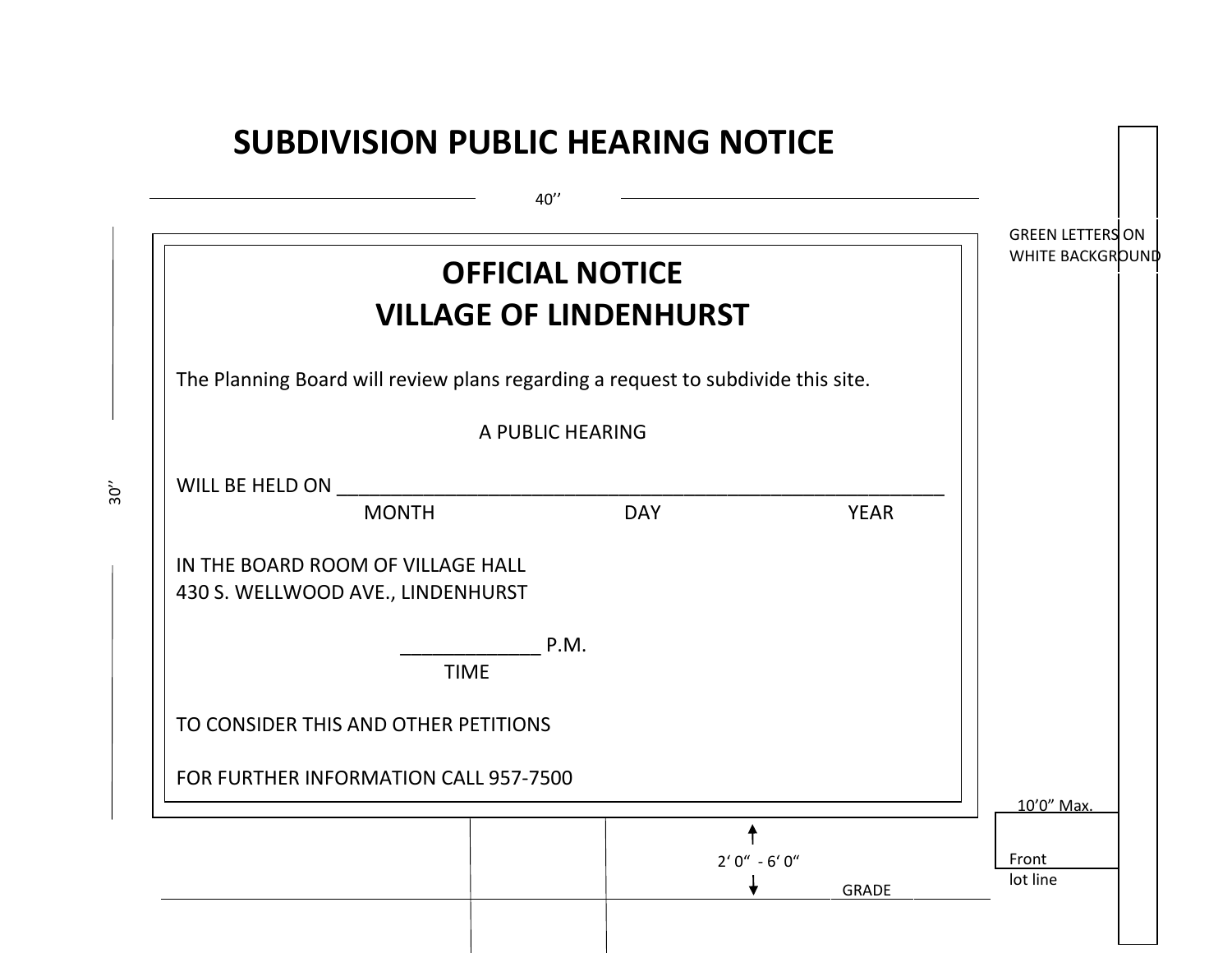# SUBDIVISION PUBLIC HEARING NOTICE

40''

30''

GREEN LETTERS ON WHITE BACKGROUND

## OFFICIAL NOTICE
## VILLAGE OF LINDENHURST

The Planning Board will review plans regarding a request to subdivide this site.

A PUBLIC HEARING

WILL BE HELD ON ____________________________________________________________

MONTH DAY YEAR

IN THE BOARD ROOM OF VILLAGE HALL
430 S. WELLWOOD AVE., LINDENHURST

_____________ P.M.
TIME

TO CONSIDER THIS AND OTHER PETITIONS

FOR FURTHER INFORMATION CALL 957-7500

10'0" Max.

2' 0" - 6' 0"

GRADE

Front lot line